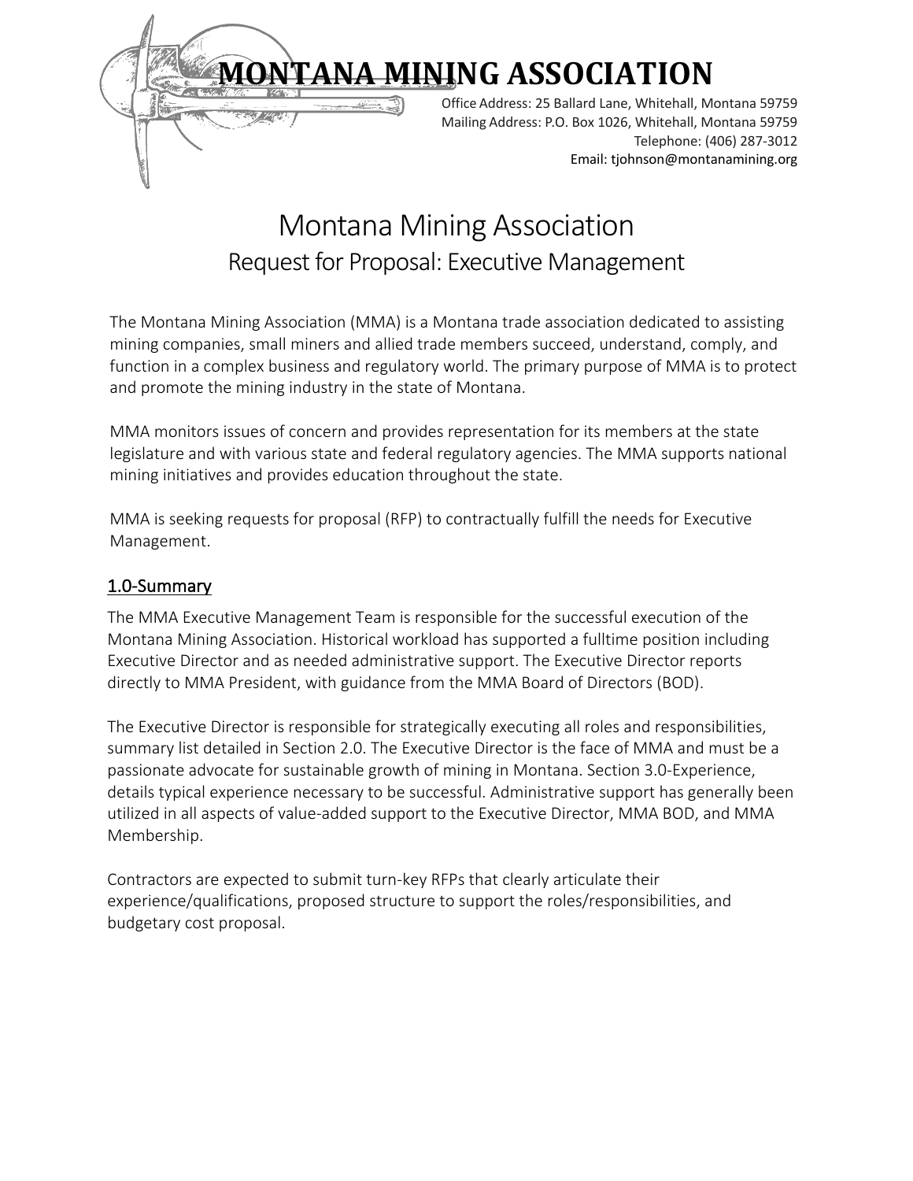# MONTANA MINING ASSOCIATION

Office Address: 25 Ballard Lane, Whitehall, Montana 59759
Mailing Address: P.O. Box 1026, Whitehall, Montana 59759
Telephone: (406) 287-3012
Email: tjohnson@montanamining.org

# Montana Mining Association

## Request for Proposal: Executive Management

The Montana Mining Association (MMA) is a Montana trade association dedicated to assisting mining companies, small miners and allied trade members succeed, understand, comply, and function in a complex business and regulatory world. The primary purpose of MMA is to protect and promote the mining industry in the state of Montana.

MMA monitors issues of concern and provides representation for its members at the state legislature and with various state and federal regulatory agencies. The MMA supports national mining initiatives and provides education throughout the state.

MMA is seeking requests for proposal (RFP) to contractually fulfill the needs for Executive Management.

## 1.0-Summary

The MMA Executive Management Team is responsible for the successful execution of the Montana Mining Association. Historical workload has supported a fulltime position including Executive Director and as needed administrative support. The Executive Director reports directly to MMA President, with guidance from the MMA Board of Directors (BOD).

The Executive Director is responsible for strategically executing all roles and responsibilities, summary list detailed in Section 2.0. The Executive Director is the face of MMA and must be a passionate advocate for sustainable growth of mining in Montana. Section 3.0-Experience, details typical experience necessary to be successful. Administrative support has generally been utilized in all aspects of value-added support to the Executive Director, MMA BOD, and MMA Membership.

Contractors are expected to submit turn-key RFPs that clearly articulate their experience/qualifications, proposed structure to support the roles/responsibilities, and budgetary cost proposal.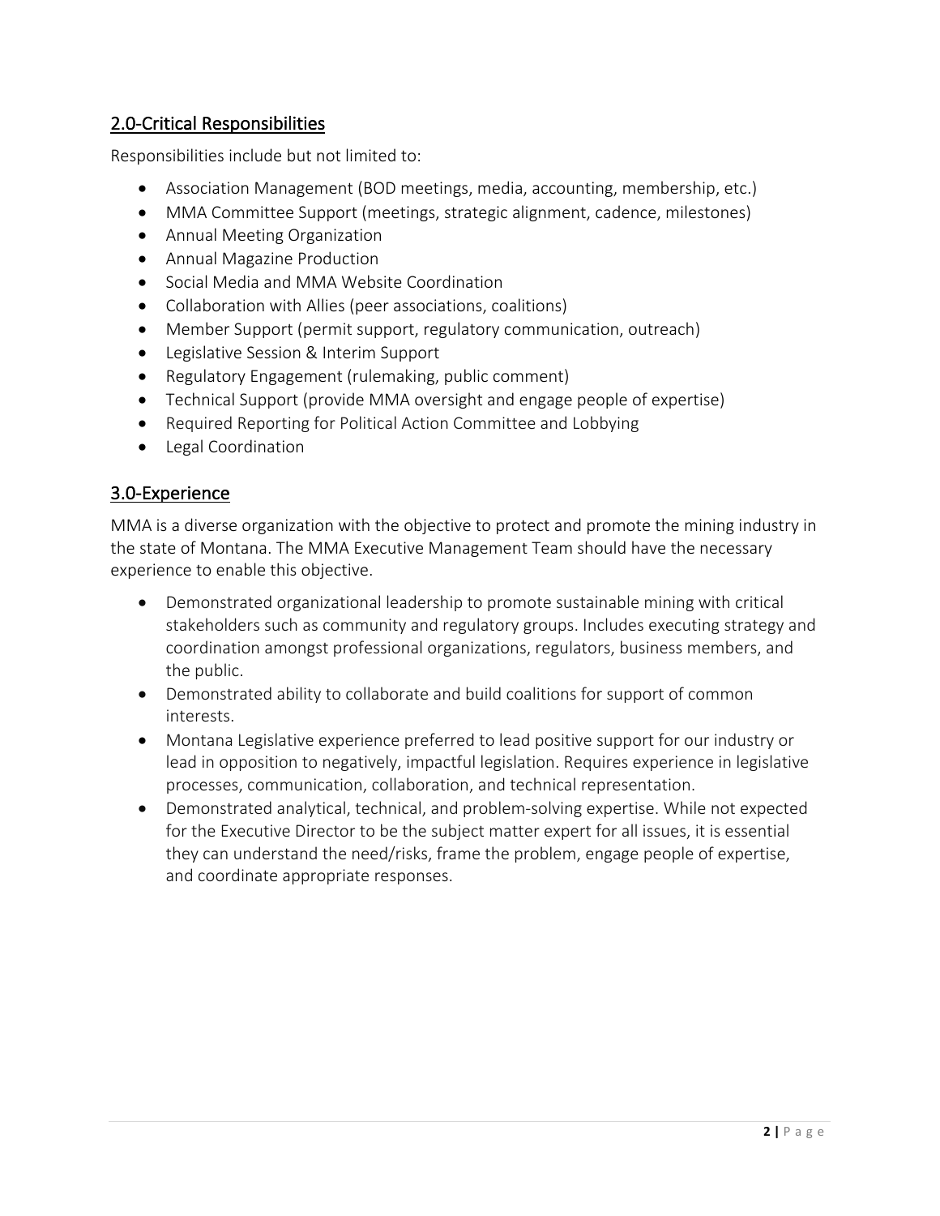## 2.0-Critical Responsibilities

Responsibilities include but not limited to:

- Association Management (BOD meetings, media, accounting, membership, etc.)
- MMA Committee Support (meetings, strategic alignment, cadence, milestones)
- Annual Meeting Organization
- Annual Magazine Production
- Social Media and MMA Website Coordination
- Collaboration with Allies (peer associations, coalitions)
- Member Support (permit support, regulatory communication, outreach)
- Legislative Session & Interim Support
- Regulatory Engagement (rulemaking, public comment)
- Technical Support (provide MMA oversight and engage people of expertise)
- Required Reporting for Political Action Committee and Lobbying
- Legal Coordination

## 3.0-Experience

MMA is a diverse organization with the objective to protect and promote the mining industry in the state of Montana. The MMA Executive Management Team should have the necessary experience to enable this objective.

- Demonstrated organizational leadership to promote sustainable mining with critical stakeholders such as community and regulatory groups. Includes executing strategy and coordination amongst professional organizations, regulators, business members, and the public.
- Demonstrated ability to collaborate and build coalitions for support of common interests.
- Montana Legislative experience preferred to lead positive support for our industry or lead in opposition to negatively, impactful legislation. Requires experience in legislative processes, communication, collaboration, and technical representation.
- Demonstrated analytical, technical, and problem-solving expertise. While not expected for the Executive Director to be the subject matter expert for all issues, it is essential they can understand the need/risks, frame the problem, engage people of expertise, and coordinate appropriate responses.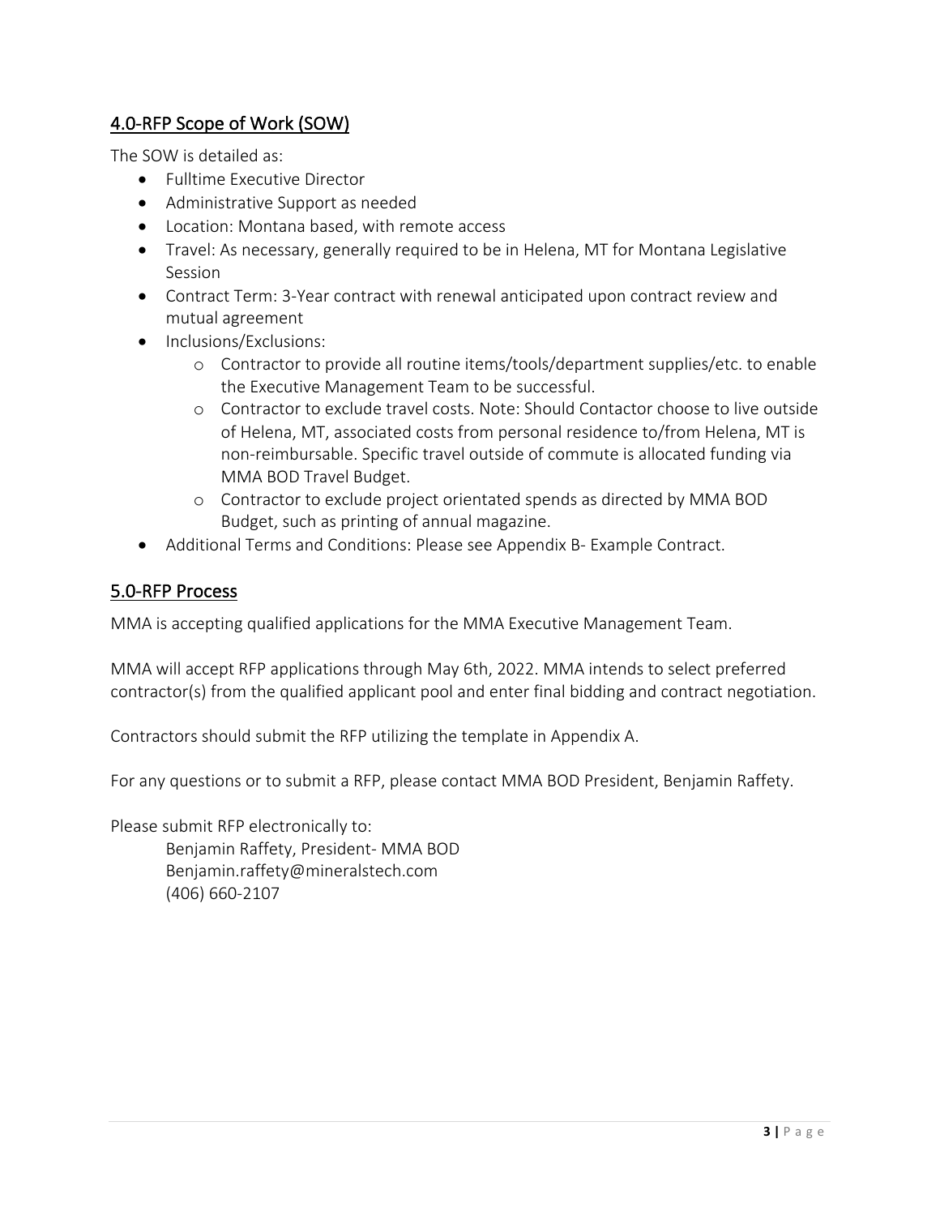## 4.0-RFP Scope of Work (SOW)

The SOW is detailed as:

- Fulltime Executive Director
- Administrative Support as needed
- Location: Montana based, with remote access
- Travel: As necessary, generally required to be in Helena, MT for Montana Legislative Session
- Contract Term: 3-Year contract with renewal anticipated upon contract review and mutual agreement
- Inclusions/Exclusions:
  - Contractor to provide all routine items/tools/department supplies/etc. to enable the Executive Management Team to be successful.
  - Contractor to exclude travel costs. Note: Should Contactor choose to live outside of Helena, MT, associated costs from personal residence to/from Helena, MT is non-reimbursable. Specific travel outside of commute is allocated funding via MMA BOD Travel Budget.
  - Contractor to exclude project orientated spends as directed by MMA BOD Budget, such as printing of annual magazine.
- Additional Terms and Conditions: Please see Appendix B- Example Contract.

## 5.0-RFP Process

MMA is accepting qualified applications for the MMA Executive Management Team.

MMA will accept RFP applications through May 6th, 2022. MMA intends to select preferred contractor(s) from the qualified applicant pool and enter final bidding and contract negotiation.

Contractors should submit the RFP utilizing the template in Appendix A.

For any questions or to submit a RFP, please contact MMA BOD President, Benjamin Raffety.

Please submit RFP electronically to:

Benjamin Raffety, President- MMA BOD
Benjamin.raffety@mineralstech.com
(406) 660-2107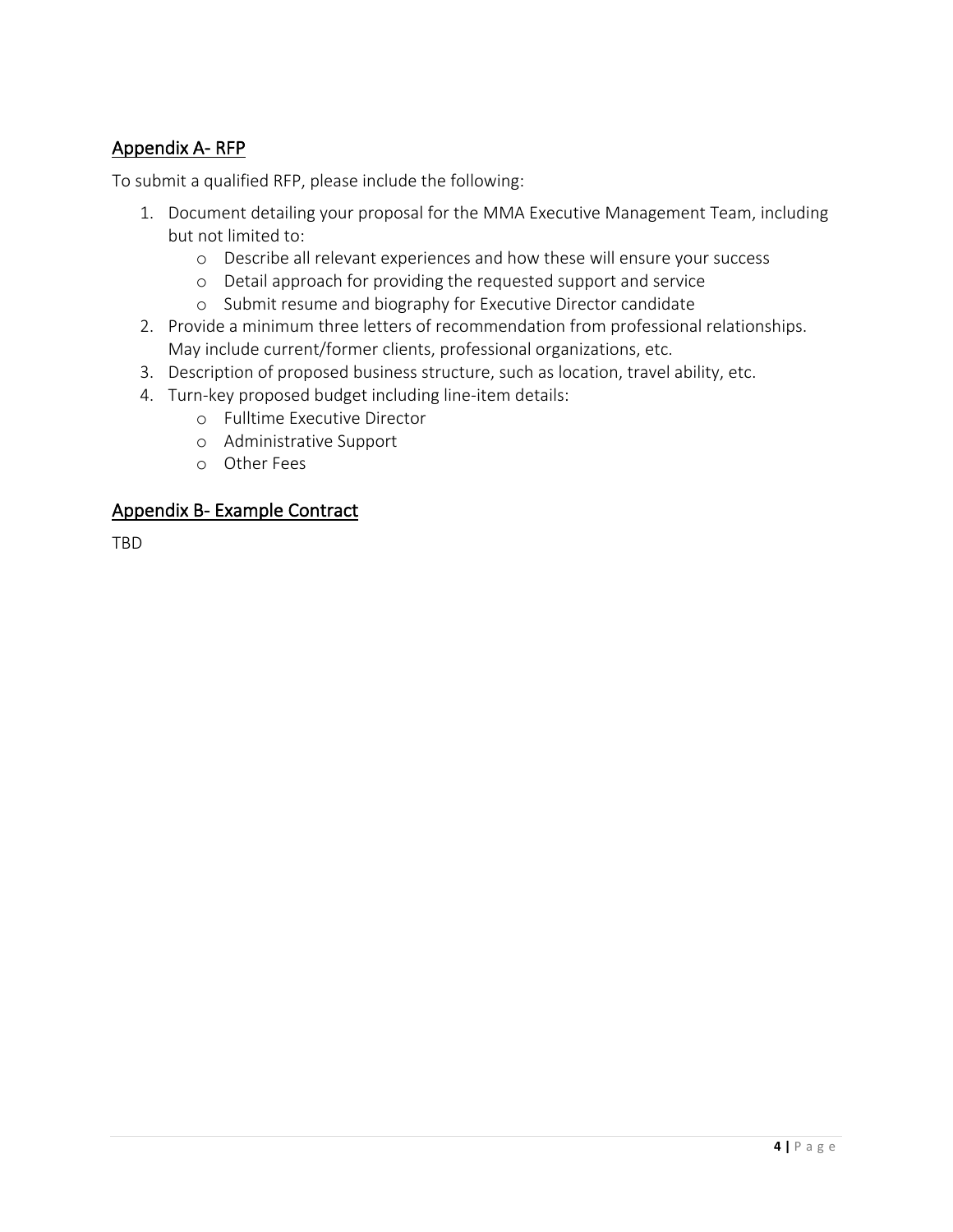## Appendix A- RFP

To submit a qualified RFP, please include the following:

1. Document detailing your proposal for the MMA Executive Management Team, including but not limited to:
   - Describe all relevant experiences and how these will ensure your success
   - Detail approach for providing the requested support and service
   - Submit resume and biography for Executive Director candidate
2. Provide a minimum three letters of recommendation from professional relationships. May include current/former clients, professional organizations, etc.
3. Description of proposed business structure, such as location, travel ability, etc.
4. Turn-key proposed budget including line-item details:
   - Fulltime Executive Director
   - Administrative Support
   - Other Fees

## Appendix B- Example Contract

TBD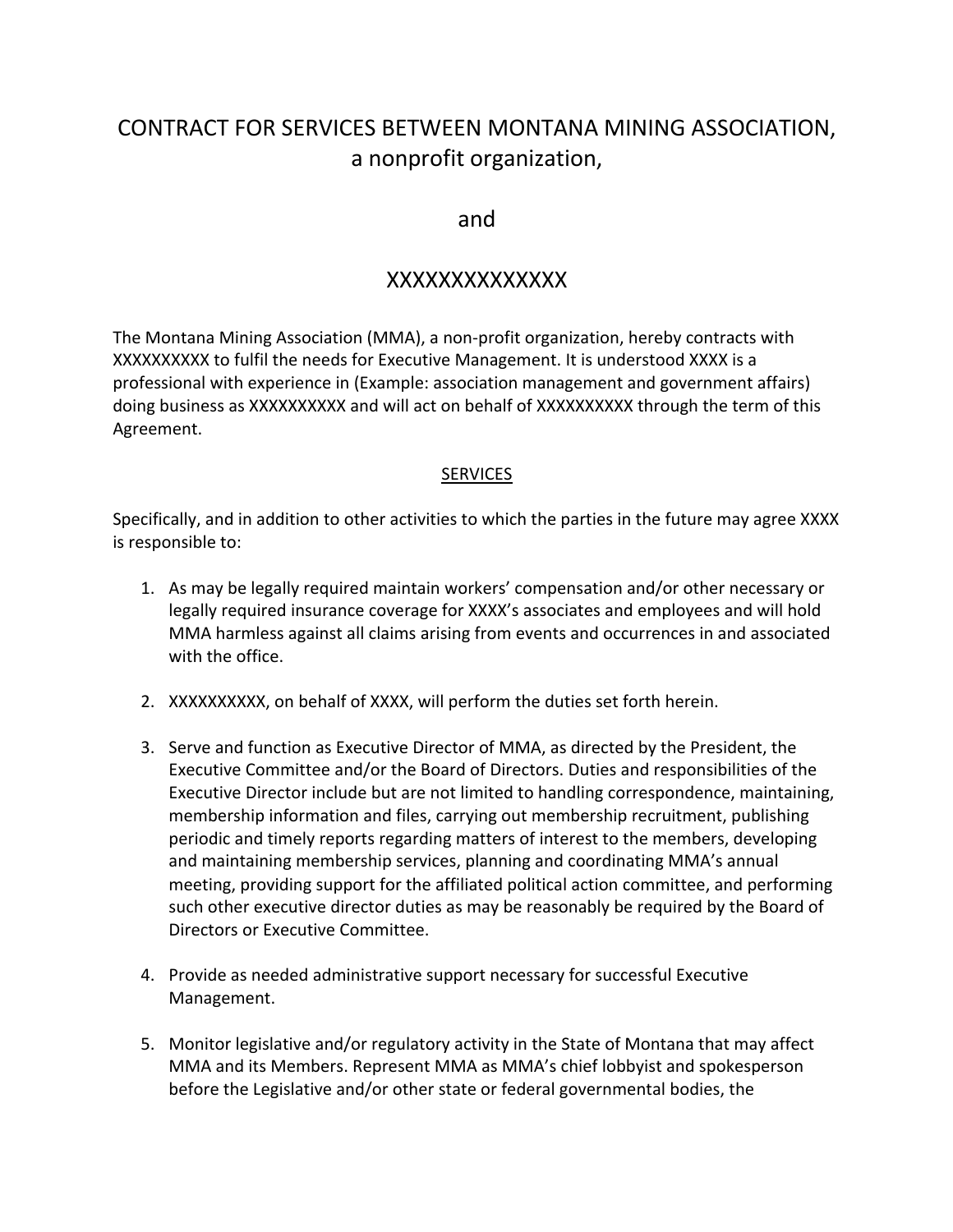# CONTRACT FOR SERVICES BETWEEN MONTANA MINING ASSOCIATION, a nonprofit organization,

and

XXXXXXXXXXXXXX

The Montana Mining Association (MMA), a non-profit organization, hereby contracts with XXXXXXXXXX to fulfil the needs for Executive Management. It is understood XXXX is a professional with experience in (Example: association management and government affairs) doing business as XXXXXXXXXX and will act on behalf of XXXXXXXXXX through the term of this Agreement.

## SERVICES

Specifically, and in addition to other activities to which the parties in the future may agree XXXX is responsible to:

1. As may be legally required maintain workers' compensation and/or other necessary or legally required insurance coverage for XXXX's associates and employees and will hold MMA harmless against all claims arising from events and occurrences in and associated with the office.

2. XXXXXXXXXX, on behalf of XXXX, will perform the duties set forth herein.

3. Serve and function as Executive Director of MMA, as directed by the President, the Executive Committee and/or the Board of Directors. Duties and responsibilities of the Executive Director include but are not limited to handling correspondence, maintaining, membership information and files, carrying out membership recruitment, publishing periodic and timely reports regarding matters of interest to the members, developing and maintaining membership services, planning and coordinating MMA's annual meeting, providing support for the affiliated political action committee, and performing such other executive director duties as may be reasonably be required by the Board of Directors or Executive Committee.

4. Provide as needed administrative support necessary for successful Executive Management.

5. Monitor legislative and/or regulatory activity in the State of Montana that may affect MMA and its Members. Represent MMA as MMA's chief lobbyist and spokesperson before the Legislative and/or other state or federal governmental bodies, the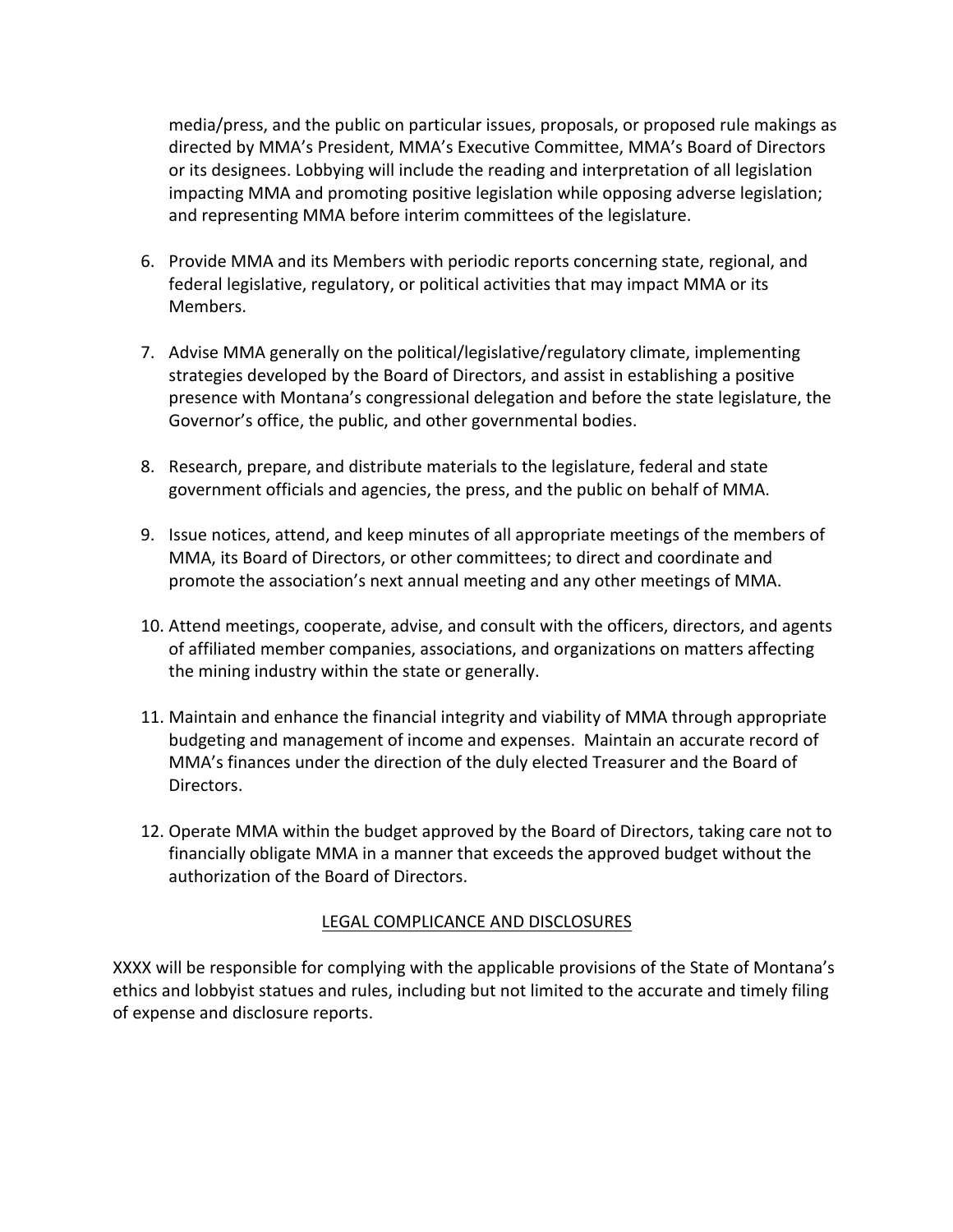media/press, and the public on particular issues, proposals, or proposed rule makings as directed by MMA's President, MMA's Executive Committee, MMA's Board of Directors or its designees. Lobbying will include the reading and interpretation of all legislation impacting MMA and promoting positive legislation while opposing adverse legislation; and representing MMA before interim committees of the legislature.

6. Provide MMA and its Members with periodic reports concerning state, regional, and federal legislative, regulatory, or political activities that may impact MMA or its Members.

7. Advise MMA generally on the political/legislative/regulatory climate, implementing strategies developed by the Board of Directors, and assist in establishing a positive presence with Montana's congressional delegation and before the state legislature, the Governor's office, the public, and other governmental bodies.

8. Research, prepare, and distribute materials to the legislature, federal and state government officials and agencies, the press, and the public on behalf of MMA.

9. Issue notices, attend, and keep minutes of all appropriate meetings of the members of MMA, its Board of Directors, or other committees; to direct and coordinate and promote the association's next annual meeting and any other meetings of MMA.

10. Attend meetings, cooperate, advise, and consult with the officers, directors, and agents of affiliated member companies, associations, and organizations on matters affecting the mining industry within the state or generally.

11. Maintain and enhance the financial integrity and viability of MMA through appropriate budgeting and management of income and expenses. Maintain an accurate record of MMA's finances under the direction of the duly elected Treasurer and the Board of Directors.

12. Operate MMA within the budget approved by the Board of Directors, taking care not to financially obligate MMA in a manner that exceeds the approved budget without the authorization of the Board of Directors.

## LEGAL COMPLICANCE AND DISCLOSURES

XXXX will be responsible for complying with the applicable provisions of the State of Montana's ethics and lobbyist statues and rules, including but not limited to the accurate and timely filing of expense and disclosure reports.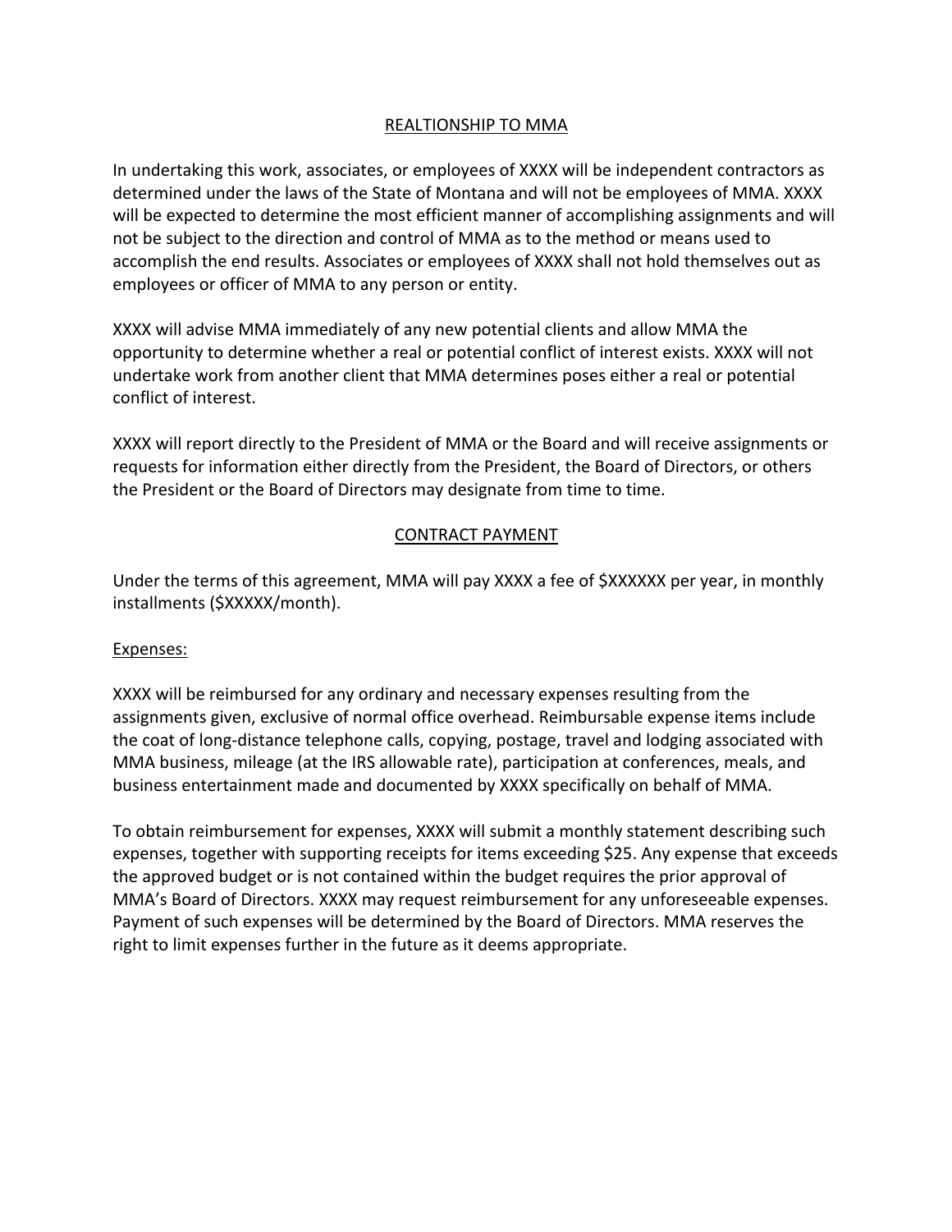## REALTIONSHIP TO MMA

In undertaking this work, associates, or employees of XXXX will be independent contractors as determined under the laws of the State of Montana and will not be employees of MMA. XXXX will be expected to determine the most efficient manner of accomplishing assignments and will not be subject to the direction and control of MMA as to the method or means used to accomplish the end results. Associates or employees of XXXX shall not hold themselves out as employees or officer of MMA to any person or entity.

XXXX will advise MMA immediately of any new potential clients and allow MMA the opportunity to determine whether a real or potential conflict of interest exists. XXXX will not undertake work from another client that MMA determines poses either a real or potential conflict of interest.

XXXX will report directly to the President of MMA or the Board and will receive assignments or requests for information either directly from the President, the Board of Directors, or others the President or the Board of Directors may designate from time to time.

## CONTRACT PAYMENT

Under the terms of this agreement, MMA will pay XXXX a fee of $XXXXXX per year, in monthly installments ($XXXXX/month).

### Expenses:

XXXX will be reimbursed for any ordinary and necessary expenses resulting from the assignments given, exclusive of normal office overhead. Reimbursable expense items include the coat of long-distance telephone calls, copying, postage, travel and lodging associated with MMA business, mileage (at the IRS allowable rate), participation at conferences, meals, and business entertainment made and documented by XXXX specifically on behalf of MMA.

To obtain reimbursement for expenses, XXXX will submit a monthly statement describing such expenses, together with supporting receipts for items exceeding $25. Any expense that exceeds the approved budget or is not contained within the budget requires the prior approval of MMA's Board of Directors. XXXX may request reimbursement for any unforeseeable expenses. Payment of such expenses will be determined by the Board of Directors. MMA reserves the right to limit expenses further in the future as it deems appropriate.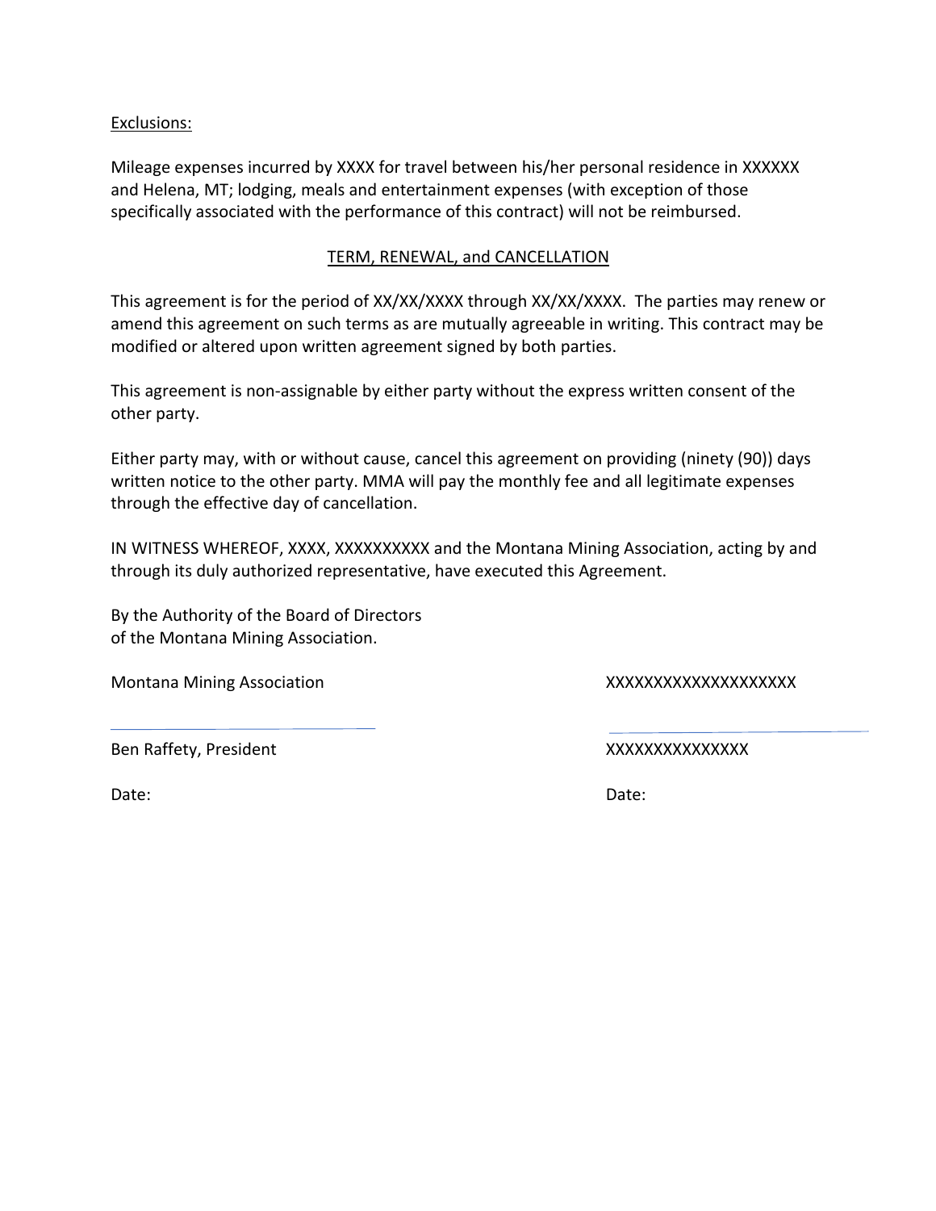Exclusions:

Mileage expenses incurred by XXXX for travel between his/her personal residence in XXXXXX and Helena, MT; lodging, meals and entertainment expenses (with exception of those specifically associated with the performance of this contract) will not be reimbursed.

## TERM, RENEWAL, and CANCELLATION

This agreement is for the period of XX/XX/XXXX through XX/XX/XXXX. The parties may renew or amend this agreement on such terms as are mutually agreeable in writing. This contract may be modified or altered upon written agreement signed by both parties.

This agreement is non-assignable by either party without the express written consent of the other party.

Either party may, with or without cause, cancel this agreement on providing (ninety (90)) days written notice to the other party. MMA will pay the monthly fee and all legitimate expenses through the effective day of cancellation.

IN WITNESS WHEREOF, XXXX, XXXXXXXXXX and the Montana Mining Association, acting by and through its duly authorized representative, have executed this Agreement.

By the Authority of the Board of Directors
of the Montana Mining Association.

| | |
|---|---|
| Montana Mining Association | XXXXXXXXXXXXXXXXXXXX |
| ______________________________ | ______________________________ |
| Ben Raffety, President | XXXXXXXXXXXXXXX |
| Date: | Date: |